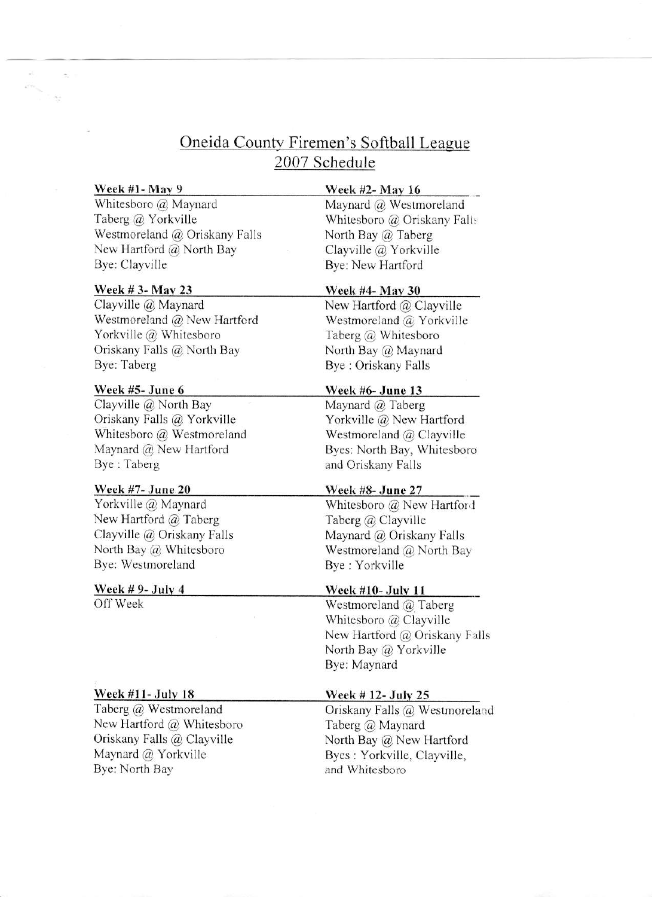# Oneida County Firemen's Softball League
## 2007 Schedule

**Week #1- May 9**

Whitesboro @ Maynard
Taberg @ Yorkville
Westmoreland @ Oriskany Falls
New Hartford @ North Bay
Bye: Clayville

**Week #2- May 16**

Maynard @ Westmoreland
Whitesboro @ Oriskany Falls
North Bay @ Taberg
Clayville @ Yorkville
Bye: New Hartford

**Week # 3- May 23**

Clayville @ Maynard
Westmoreland @ New Hartford
Yorkville @ Whitesboro
Oriskany Falls @ North Bay
Bye: Taberg

**Week #4- May 30**

New Hartford @ Clayville
Westmoreland @ Yorkville
Taberg @ Whitesboro
North Bay @ Maynard
Bye : Oriskany Falls

**Week #5- June 6**

Clayville @ North Bay
Oriskany Falls @ Yorkville
Whitesboro @ Westmoreland
Maynard @ New Hartford
Bye : Taberg

**Week #6- June 13**

Maynard @ Taberg
Yorkville @ New Hartford
Westmoreland @ Clayville
Byes: North Bay, Whitesboro and Oriskany Falls

**Week #7- June 20**

Yorkville @ Maynard
New Hartford @ Taberg
Clayville @ Oriskany Falls
North Bay @ Whitesboro
Bye: Westmoreland

**Week #8- June 27**

Whitesboro @ New Hartford
Taberg @ Clayville
Maynard @ Oriskany Falls
Westmoreland @ North Bay
Bye : Yorkville

**Week # 9- July 4**

Off Week

**Week #10- July 11**

Westmoreland @ Taberg
Whitesboro @ Clayville
New Hartford @ Oriskany Falls
North Bay @ Yorkville
Bye: Maynard

**Week #11- July 18**

Taberg @ Westmoreland
New Hartford @ Whitesboro
Oriskany Falls @ Clayville
Maynard @ Yorkville
Bye: North Bay

**Week # 12- July 25**

Oriskany Falls @ Westmoreland
Taberg @ Maynard
North Bay @ New Hartford
Byes : Yorkville, Clayville, and Whitesboro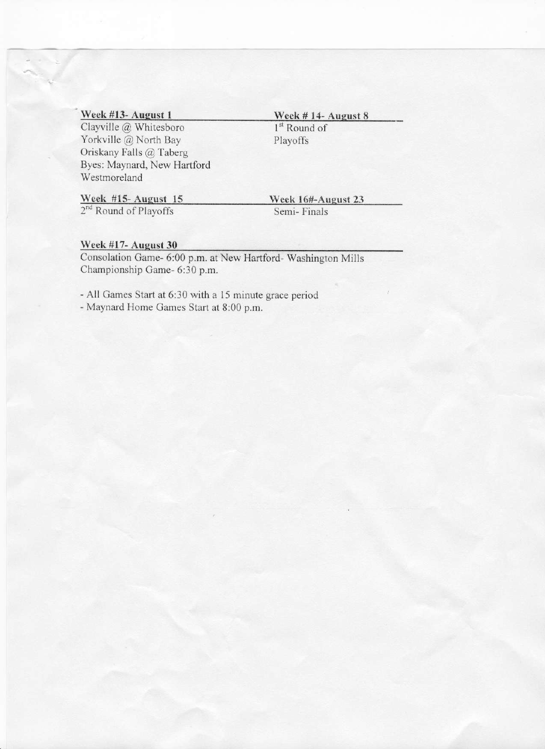**Week #13- August 1**

Clayville @ Whitesboro
Yorkville @ North Bay
Oriskany Falls @ Taberg
Byes: Maynard, New Hartford
Westmoreland

**Week # 14- August 8**

1st Round of
Playoffs

**Week #15- August 15**

2nd Round of Playoffs

**Week 16#-August 23**

Semi- Finals

**Week #17- August 30**

Consolation Game- 6:00 p.m. at New Hartford- Washington Mills
Championship Game- 6:30 p.m.

- All Games Start at 6:30 with a 15 minute grace period
- Maynard Home Games Start at 8:00 p.m.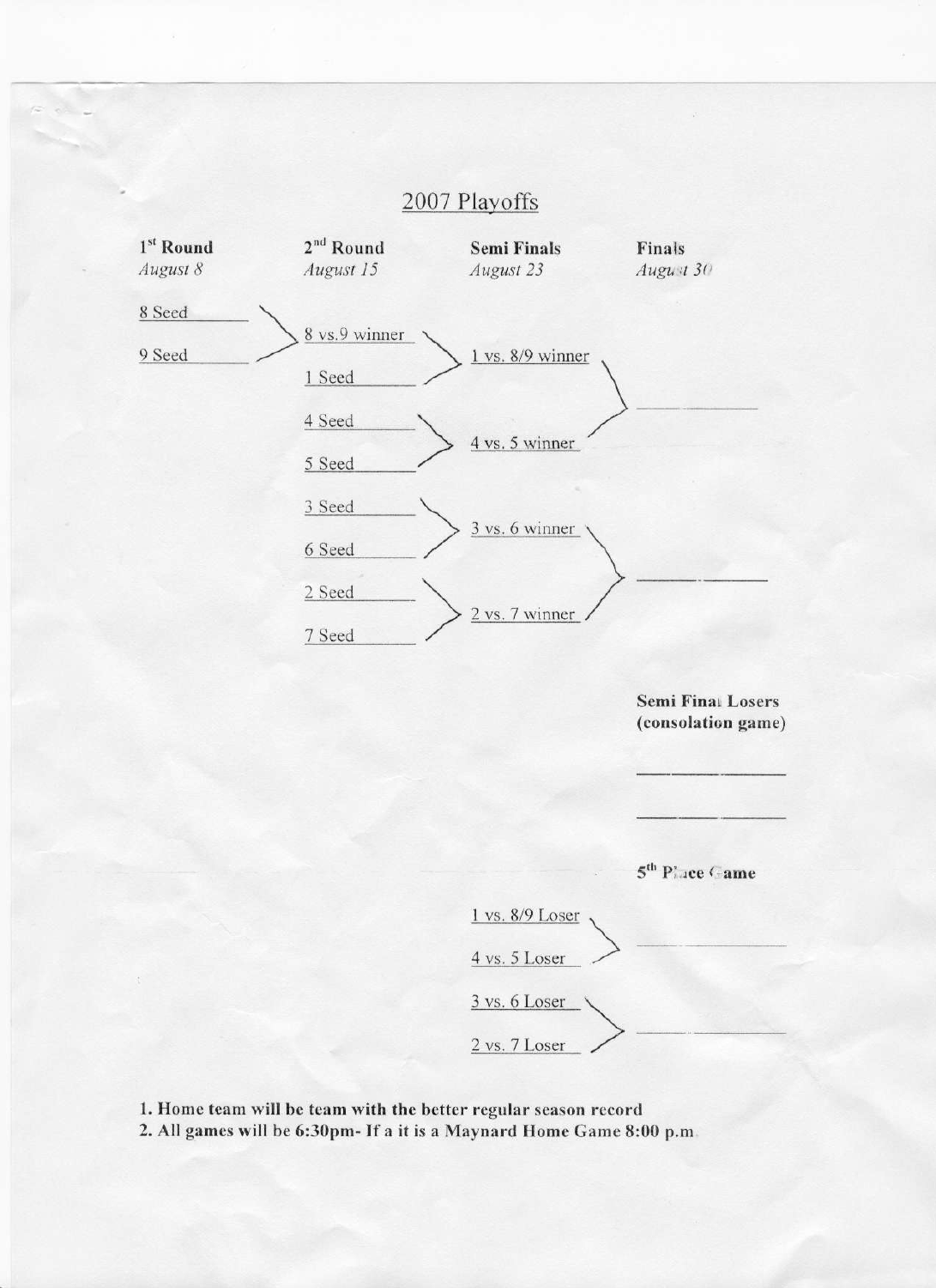# 2007 Playoffs

**1st Round**
*August 8*

8 Seed

9 Seed

**2nd Round**
*August 15*

8 vs.9 winner

1 Seed

4 Seed

5 Seed

3 Seed

6 Seed

2 Seed

7 Seed

**Semi Finals**
*August 23*

1 vs. 8/9 winner

4 vs. 5 winner

3 vs. 6 winner

2 vs. 7 winner

**Finals**
*August 30*

**Semi Final Losers (consolation game)**

**5th Place Game**

1 vs. 8/9 Loser

4 vs. 5 Loser

3 vs. 6 Loser

2 vs. 7 Loser

1. **Home team will be team with the better regular season record**
2. **All games will be 6:30pm- If a it is a Maynard Home Game 8:00 p.m.**